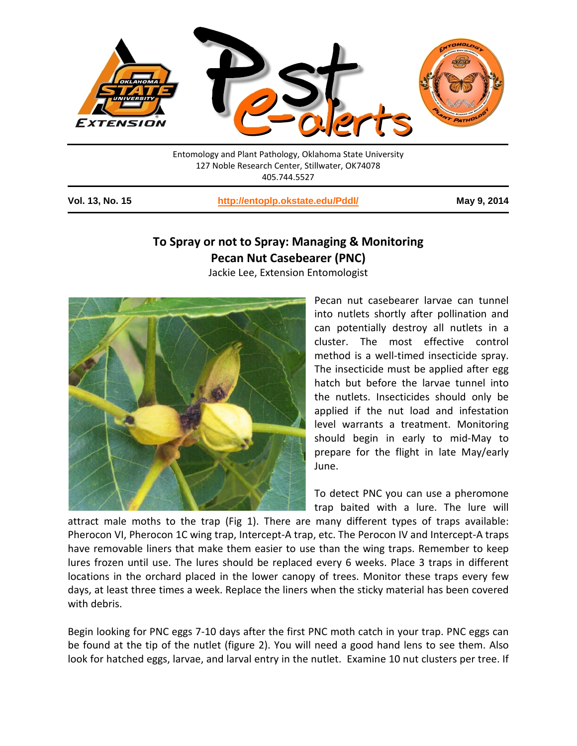Entomology and Plant Pathology, Oklahoma State University
127 Noble Research Center, Stillwater, OK74078
405.744.5527

**Vol. 13, No. 15** | **http://entoplp.okstate.edu/Pddl/** | **May 9, 2014**

# To Spray or not to Spray: Managing & Monitoring Pecan Nut Casebearer (PNC)

Jackie Lee, Extension Entomologist

Pecan nut casebearer larvae can tunnel into nutlets shortly after pollination and can potentially destroy all nutlets in a cluster. The most effective control method is a well-timed insecticide spray. The insecticide must be applied after egg hatch but before the larvae tunnel into the nutlets. Insecticides should only be applied if the nut load and infestation level warrants a treatment. Monitoring should begin in early to mid-May to prepare for the flight in late May/early June.

To detect PNC you can use a pheromone trap baited with a lure. The lure will attract male moths to the trap (Fig 1). There are many different types of traps available: Pherocon VI, Pherocon 1C wing trap, Intercept-A trap, etc. The Perocon IV and Intercept-A traps have removable liners that make them easier to use than the wing traps. Remember to keep lures frozen until use. The lures should be replaced every 6 weeks. Place 3 traps in different locations in the orchard placed in the lower canopy of trees. Monitor these traps every few days, at least three times a week. Replace the liners when the sticky material has been covered with debris.

Begin looking for PNC eggs 7-10 days after the first PNC moth catch in your trap. PNC eggs can be found at the tip of the nutlet (figure 2). You will need a good hand lens to see them. Also look for hatched eggs, larvae, and larval entry in the nutlet. Examine 10 nut clusters per tree. If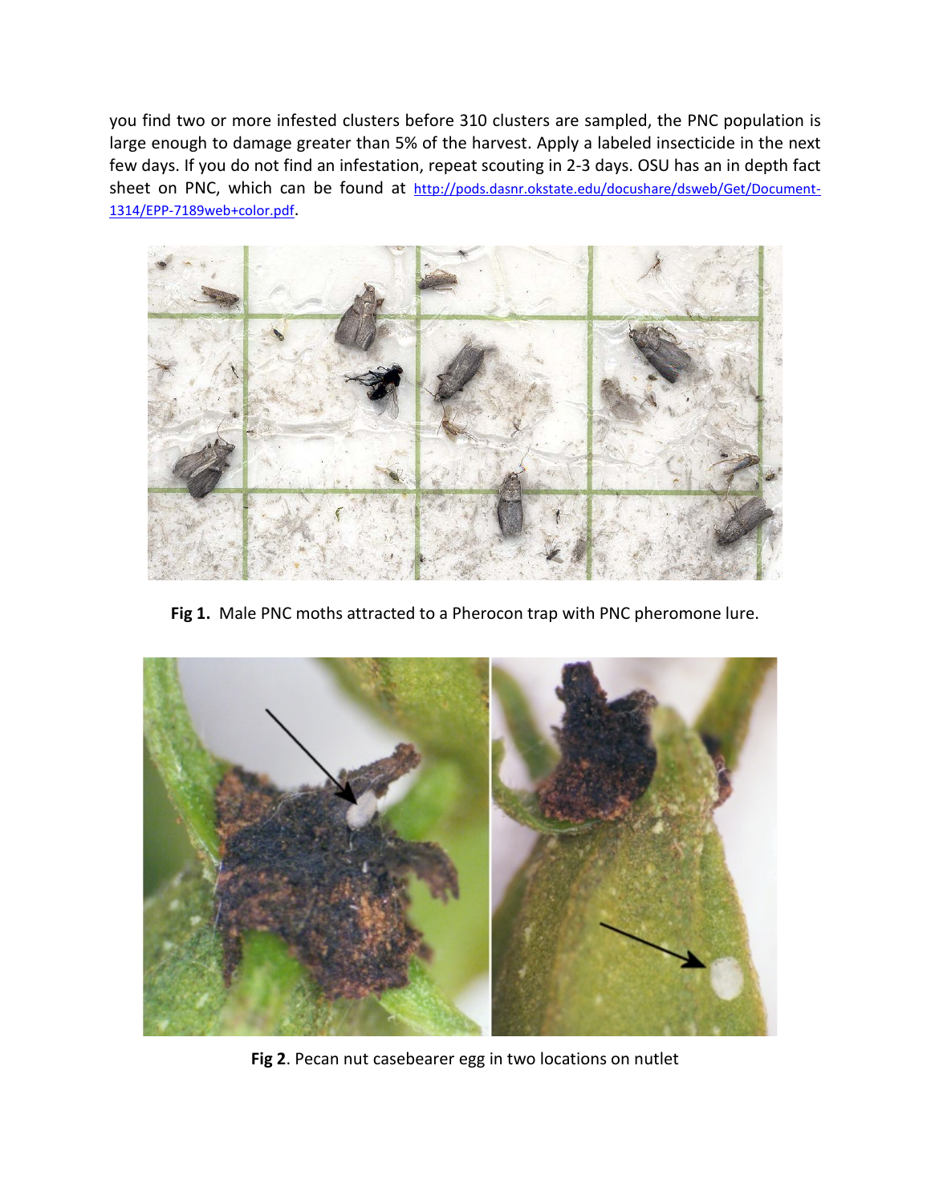you find two or more infested clusters before 310 clusters are sampled, the PNC population is large enough to damage greater than 5% of the harvest. Apply a labeled insecticide in the next few days. If you do not find an infestation, repeat scouting in 2-3 days. OSU has an in depth fact sheet on PNC, which can be found at http://pods.dasnr.okstate.edu/docushare/dsweb/Get/Document-1314/EPP-7189web+color.pdf.

**Fig 1.** Male PNC moths attracted to a Pherocon trap with PNC pheromone lure.

**Fig 2**. Pecan nut casebearer egg in two locations on nutlet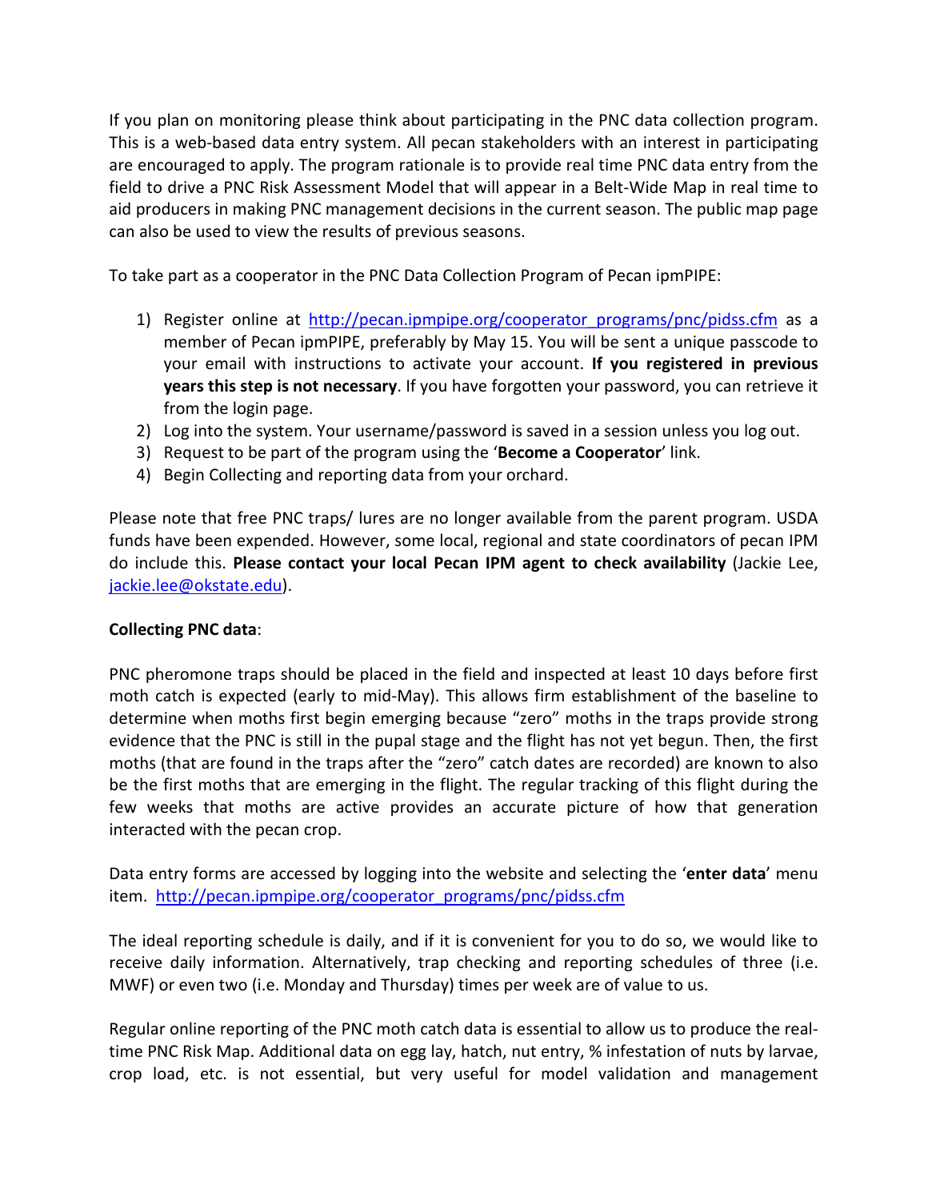If you plan on monitoring please think about participating in the PNC data collection program. This is a web-based data entry system. All pecan stakeholders with an interest in participating are encouraged to apply. The program rationale is to provide real time PNC data entry from the field to drive a PNC Risk Assessment Model that will appear in a Belt-Wide Map in real time to aid producers in making PNC management decisions in the current season. The public map page can also be used to view the results of previous seasons.

To take part as a cooperator in the PNC Data Collection Program of Pecan ipmPIPE:

1) Register online at [http://pecan.ipmpipe.org/cooperator_programs/pnc/pidss.cfm](http://pecan.ipmpipe.org/cooperator_programs/pnc/pidss.cfm) as a member of Pecan ipmPIPE, preferably by May 15. You will be sent a unique passcode to your email with instructions to activate your account. **If you registered in previous years this step is not necessary**. If you have forgotten your password, you can retrieve it from the login page.
2) Log into the system. Your username/password is saved in a session unless you log out.
3) Request to be part of the program using the '**Become a Cooperator**' link.
4) Begin Collecting and reporting data from your orchard.

Please note that free PNC traps/ lures are no longer available from the parent program. USDA funds have been expended. However, some local, regional and state coordinators of pecan IPM do include this. **Please contact your local Pecan IPM agent to check availability** (Jackie Lee, [jackie.lee@okstate.edu](mailto:jackie.lee@okstate.edu)).

**Collecting PNC data**:

PNC pheromone traps should be placed in the field and inspected at least 10 days before first moth catch is expected (early to mid-May). This allows firm establishment of the baseline to determine when moths first begin emerging because "zero" moths in the traps provide strong evidence that the PNC is still in the pupal stage and the flight has not yet begun. Then, the first moths (that are found in the traps after the "zero" catch dates are recorded) are known to also be the first moths that are emerging in the flight. The regular tracking of this flight during the few weeks that moths are active provides an accurate picture of how that generation interacted with the pecan crop.

Data entry forms are accessed by logging into the website and selecting the '**enter data**' menu item. [http://pecan.ipmpipe.org/cooperator_programs/pnc/pidss.cfm](http://pecan.ipmpipe.org/cooperator_programs/pnc/pidss.cfm)

The ideal reporting schedule is daily, and if it is convenient for you to do so, we would like to receive daily information. Alternatively, trap checking and reporting schedules of three (i.e. MWF) or even two (i.e. Monday and Thursday) times per week are of value to us.

Regular online reporting of the PNC moth catch data is essential to allow us to produce the real-time PNC Risk Map. Additional data on egg lay, hatch, nut entry, % infestation of nuts by larvae, crop load, etc. is not essential, but very useful for model validation and management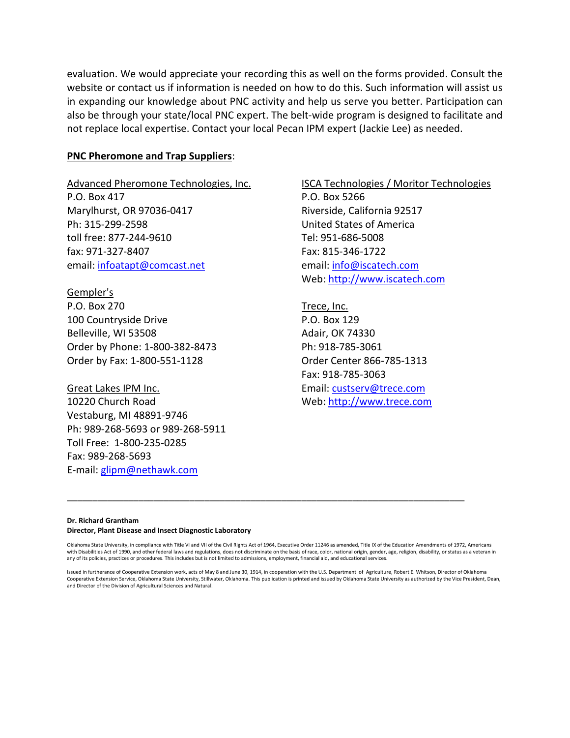evaluation. We would appreciate your recording this as well on the forms provided. Consult the website or contact us if information is needed on how to do this. Such information will assist us in expanding our knowledge about PNC activity and help us serve you better. Participation can also be through your state/local PNC expert. The belt-wide program is designed to facilitate and not replace local expertise. Contact your local Pecan IPM expert (Jackie Lee) as needed.

**PNC Pheromone and Trap Suppliers**:

Advanced Pheromone Technologies, Inc.
P.O. Box 417
Marylhurst, OR 97036-0417
Ph: 315-299-2598
toll free: 877-244-9610
fax: 971-327-8407
email: infoatapt@comcast.net

Gempler's
P.O. Box 270
100 Countryside Drive
Belleville, WI 53508
Order by Phone: 1-800-382-8473
Order by Fax: 1-800-551-1128

Great Lakes IPM Inc.
10220 Church Road
Vestaburg, MI 48891-9746
Ph: 989-268-5693 or 989-268-5911
Toll Free: 1-800-235-0285
Fax: 989-268-5693
E-mail: glipm@nethawk.com

ISCA Technologies / Moritor Technologies
P.O. Box 5266
Riverside, California 92517
United States of America
Tel: 951-686-5008
Fax: 815-346-1722
email: info@iscatech.com
Web: http://www.iscatech.com

Trece, Inc.
P.O. Box 129
Adair, OK 74330
Ph: 918-785-3061
Order Center 866-785-1313
Fax: 918-785-3063
Email: custserv@trece.com
Web: http://www.trece.com

---

**Dr. Richard Grantham**
**Director, Plant Disease and Insect Diagnostic Laboratory**

Oklahoma State University, in compliance with Title VI and VII of the Civil Rights Act of 1964, Executive Order 11246 as amended, Title IX of the Education Amendments of 1972, Americans with Disabilities Act of 1990, and other federal laws and regulations, does not discriminate on the basis of race, color, national origin, gender, age, religion, disability, or status as a veteran in any of its policies, practices or procedures. This includes but is not limited to admissions, employment, financial aid, and educational services.

Issued in furtherance of Cooperative Extension work, acts of May 8 and June 30, 1914, in cooperation with the U.S. Department of Agriculture, Robert E. Whitson, Director of Oklahoma Cooperative Extension Service, Oklahoma State University, Stillwater, Oklahoma. This publication is printed and issued by Oklahoma State University as authorized by the Vice President, Dean, and Director of the Division of Agricultural Sciences and Natural.